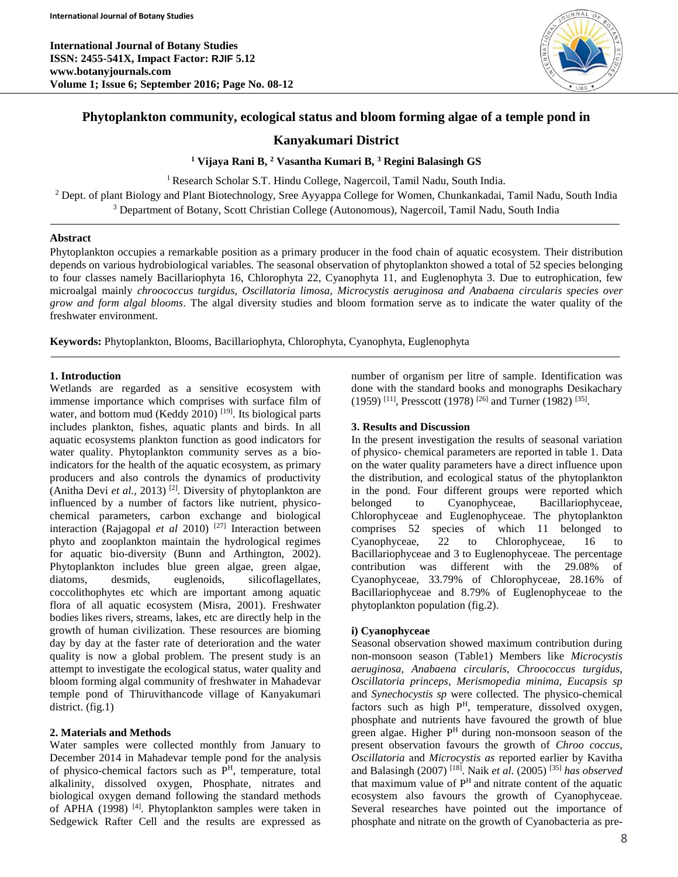# Phytoplankton community, ecological status and bloom forming algae of a temple pond in Kanyakumari District

**[1] Vijaya Rani B, [2] Vasantha Kumari B, [3] Regini Balasingh GS**

[1] Research Scholar S.T. Hindu College, Nagercoil, Tamil Nadu, South India.
[2] Dept. of plant Biology and Plant Biotechnology, Sree Ayyappa College for Women, Chunkankadai, Tamil Nadu, South India
[3] Department of Botany, Scott Christian College (Autonomous), Nagercoil, Tamil Nadu, South India

## Abstract

Phytoplankton occupies a remarkable position as a primary producer in the food chain of aquatic ecosystem. Their distribution depends on various hydrobiological variables. The seasonal observation of phytoplankton showed a total of 52 species belonging to four classes namely Bacillariophyta 16, Chlorophyta 22, Cyanophyta 11, and Euglenophyta 3. Due to eutrophication, few microalgal mainly *chroococcus turgidus, Oscillatoria limosa, Microcystis aeruginosa and Anabaena circularis species over grow and form algal blooms*. The algal diversity studies and bloom formation serve as to indicate the water quality of the freshwater environment.

**Keywords:** Phytoplankton, Blooms, Bacillariophyta, Chlorophyta, Cyanophyta, Euglenophyta

## 1. Introduction

Wetlands are regarded as a sensitive ecosystem with immense importance which comprises with surface film of water, and bottom mud (Keddy 2010) [19]. Its biological parts includes plankton, fishes, aquatic plants and birds. In all aquatic ecosystems plankton function as good indicators for water quality. Phytoplankton community serves as a bio-indicators for the health of the aquatic ecosystem, as primary producers and also controls the dynamics of productivity (Anitha Devi *et al.,* 2013) [2]. Diversity of phytoplankton are influenced by a number of factors like nutrient, physico-chemical parameters, carbon exchange and biological interaction (Rajagopal *et al* 2010) [27] Interaction between phyto and zooplankton maintain the hydrological regimes for aquatic bio-diversity (Bunn and Arthington, 2002). Phytoplankton includes blue green algae, green algae, diatoms, desmids, euglenoids, silicoflagellates, coccolithophytes etc which are important among aquatic flora of all aquatic ecosystem (Misra, 2001). Freshwater bodies likes rivers, streams, lakes, etc are directly help in the growth of human civilization. These resources are bioming day by day at the faster rate of deterioration and the water quality is now a global problem. The present study is an attempt to investigate the ecological status, water quality and bloom forming algal community of freshwater in Mahadevar temple pond of Thiruvithancode village of Kanyakumari district. (fig.1)

## 2. Materials and Methods

Water samples were collected monthly from January to December 2014 in Mahadevar temple pond for the analysis of physico-chemical factors such as $P^H$, temperature, total alkalinity, dissolved oxygen, Phosphate, nitrates and biological oxygen demand following the standard methods of APHA (1998) [4]. Phytoplankton samples were taken in Sedgewick Rafter Cell and the results are expressed as number of organism per litre of sample. Identification was done with the standard books and monographs Desikachary (1959) [11], Presscott (1978) [26] and Turner (1982) [35].

## 3. Results and Discussion

In the present investigation the results of seasonal variation of physico- chemical parameters are reported in table 1. Data on the water quality parameters have a direct influence upon the distribution, and ecological status of the phytoplankton in the pond. Four different groups were reported which belonged to Cyanophyceae, Bacillariophyceae, Chlorophyceae and Euglenophyceae. The phytoplankton comprises 52 species of which 11 belonged to Cyanophyceae, 22 to Chlorophyceae, 16 to Bacillariophyceae and 3 to Euglenophyceae. The percentage contribution was different with the 29.08% of Cyanophyceae, 33.79% of Chlorophyceae, 28.16% of Bacillariophyceae and 8.79% of Euglenophyceae to the phytoplankton population (fig.2).

### i) Cyanophyceae

Seasonal observation showed maximum contribution during non-monsoon season (Table1) Members like *Microcystis aeruginosa, Anabaena circularis, Chroococcus turgidus, Oscillatoria princeps, Merismopedia minima, Eucapsis sp* and *Synechocystis sp* were collected. The physico-chemical factors such as high $P^H$, temperature, dissolved oxygen, phosphate and nutrients have favoured the growth of blue green algae. Higher $P^H$ during non-monsoon season of the present observation favours the growth of *Chroo coccus, Oscillatoria* and *Microcystis as* reported earlier by Kavitha and Balasingh (2007) [18]. Naik *et al*. (2005) [35] *has observed* that maximum value of $P^H$ and nitrate content of the aquatic ecosystem also favours the growth of Cyanophyceae. Several researches have pointed out the importance of phosphate and nitrate on the growth of Cyanobacteria as pre-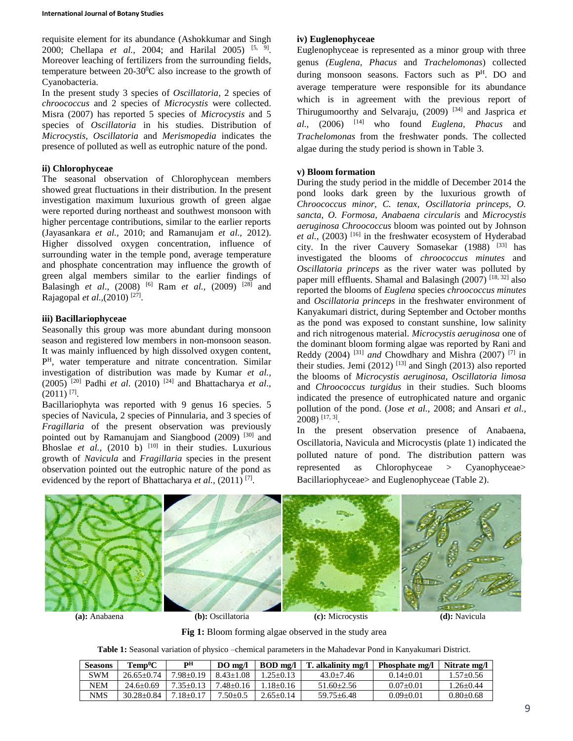requisite element for its abundance (Ashokkumar and Singh 2000; Chellapa *et al.*, 2004; and Harilal 2005) [5, 9]. Moreover leaching of fertilizers from the surrounding fields, temperature between 20-30$^0$C also increase to the growth of Cyanobacteria.

In the present study 3 species of *Oscillatoria*, 2 species of *chroococcus* and 2 species of *Microcystis* were collected. Misra (2007) has reported 5 species of *Microcystis* and 5 species of *Oscillatoria* in his studies. Distribution of *Microcystis, Oscillatoria* and *Merismopedia* indicates the presence of polluted as well as eutrophic nature of the pond.

#### ii) Chlorophyceae

The seasonal observation of Chlorophycean members showed great fluctuations in their distribution. In the present investigation maximum luxurious growth of green algae were reported during northeast and southwest monsoon with higher percentage contributions, similar to the earlier reports (Jayasankara *et al.,* 2010; and Ramanujam *et al.,* 2012). Higher dissolved oxygen concentration, influence of surrounding water in the temple pond, average temperature and phosphate concentration may influence the growth of green algal members similar to the earlier findings of Balasingh *et al.,* (2008) [6] Ram *et al.,* (2009) [28] and Rajagopal *et al.,*(2010) [27].

#### iii) Bacillariophyceae

Seasonally this group was more abundant during monsoon season and registered low members in non-monsoon season. It was mainly influenced by high dissolved oxygen content, P$^H$, water temperature and nitrate concentration. Similar investigation of distribution was made by Kumar *et al.,* (2005) [20] Padhi *et al*. (2010) [24] and Bhattacharya *et al*., (2011) [7].

Bacillariophyta was reported with 9 genus 16 species. 5 species of Navicula, 2 species of Pinnularia, and 3 species of *Fragillaria* of the present observation was previously pointed out by Ramanujam and Siangbood (2009) [30] and Bhoslae *et al.,* (2010 b) [10] in their studies. Luxurious growth of *Navicula* and *Fragillaria* species in the present observation pointed out the eutrophic nature of the pond as evidenced by the report of Bhattacharya *et al.,* (2011) [7].

#### iv) Euglenophyceae

Euglenophyceae is represented as a minor group with three genus *(Euglena, Phacus* and *Trachelomonas*) collected during monsoon seasons. Factors such as P$^H$. DO and average temperature were responsible for its abundance which is in agreement with the previous report of Thirugumoorthy and Selvaraju, (2009) [34] and Jasprica *et al.,* (2006) [14] who found *Euglena, Phacus* and *Trachelomonas* from the freshwater ponds. The collected algae during the study period is shown in Table 3.

#### v) Bloom formation

During the study period in the middle of December 2014 the pond looks dark green by the luxurious growth of *Chroococcus minor, C. tenax, Oscillatoria princeps, O. sancta, O. Formosa, Anabaena circularis* and *Microcystis aeruginosa Chroococcus* bloom was pointed out by Johnson *et al.,* (2003) [16] in the freshwater ecosystem of Hyderabad city. In the river Cauvery Somasekar (1988) [33] has investigated the blooms of *chroococcus minutes* and *Oscillatoria princeps* as the river water was polluted by paper mill effluents. Shamal and Balasingh (2007) [18, 32] also reported the blooms of *Euglena* species *chroococcus minutes* and *Oscillatoria princeps* in the freshwater environment of Kanyakumari district, during September and October months as the pond was exposed to constant sunshine, low salinity and rich nitrogenous material. *Microcystis aeruginosa* one of the dominant bloom forming algae was reported by Rani and Reddy (2004) [31] *and* Chowdhary and Mishra (2007) [7] in their studies. Jemi (2012) [13] and Singh (2013) also reported the blooms of *Microcystis aeruginosa, Oscillatoria limosa* and *Chroococcus turgidus* in their studies. Such blooms indicated the presence of eutrophicated nature and organic pollution of the pond. (Jose *et al.,* 2008; and Ansari *et al.,* 2008) [17, 3].

In the present observation presence of Anabaena, Oscillatoria, Navicula and Microcystis (plate 1) indicated the polluted nature of pond. The distribution pattern was represented as Chlorophyceae > Cyanophyceae> Bacillariophyceae> and Euglenophyceae (Table 2).

**(a):** Anabaena **(b):** Oscillatoria **(c):** Microcystis **(d):** Navicula

**Fig 1:** Bloom forming algae observed in the study area

**Table 1:** Seasonal variation of physico –chemical parameters in the Mahadevar Pond in Kanyakumari District.

| Seasons | Temp$^0$C | P$^H$ | DO mg/l | BOD mg/l | T. alkalinity mg/l | Phosphate mg/l | Nitrate mg/l |
|---|---|---|---|---|---|---|---|
| SWM | 26.65±0.74 | 7.98±0.19 | 8.43±1.08 | 1.25±0.13 | 43.0±7.46 | 0.14±0.01 | 1.57±0.56 |
| NEM | 24.6±0.69 | 7.35±0.13 | 7.48±0.16 | 1.18±0.16 | 51.60±2.56 | 0.07±0.01 | 1.26±0.44 |
| NMS | 30.28±0.84 | 7.18±0.17 | 7.50±0.5 | 2.65±0.14 | 59.75±6.48 | 0.09±0.01 | 0.80±0.68 |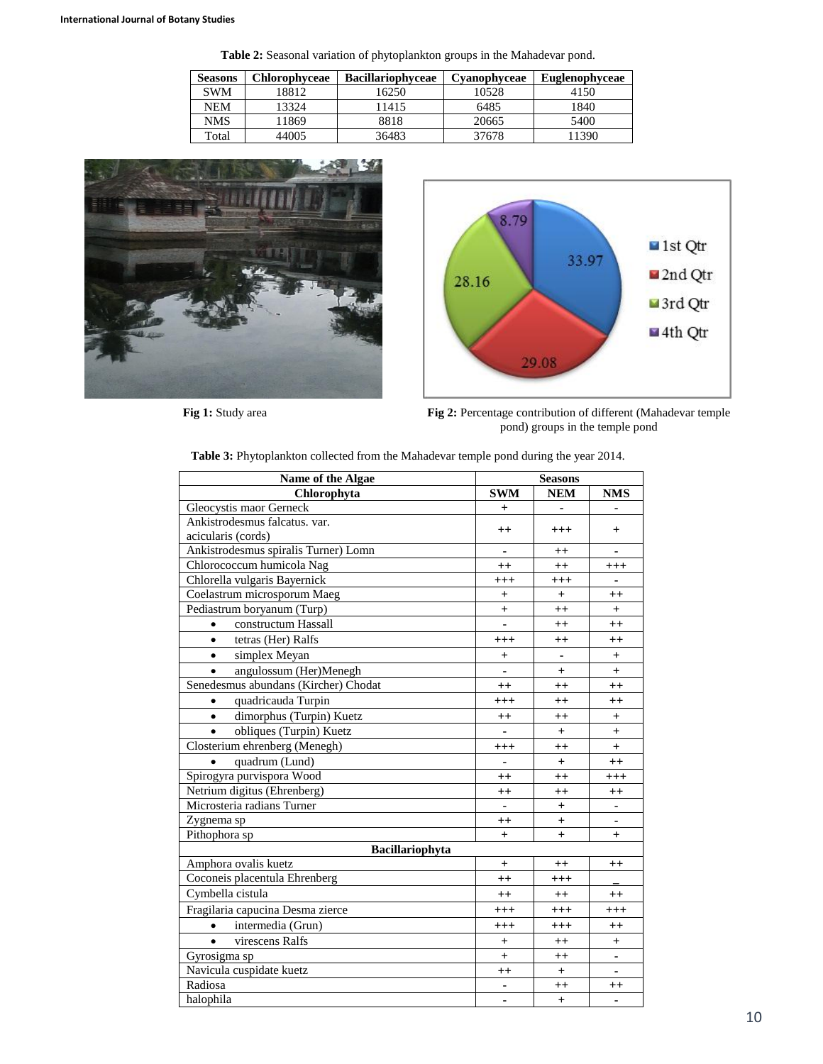**Table 2:** Seasonal variation of phytoplankton groups in the Mahadevar pond.

| Seasons | Chlorophyceae | Bacillariophyceae | Cyanophyceae | Euglenophyceae |
|---|---|---|---|---|
| SWM | 18812 | 16250 | 10528 | 4150 |
| NEM | 13324 | 11415 | 6485 | 1840 |
| NMS | 11869 | 8818 | 20665 | 5400 |
| Total | 44005 | 36483 | 37678 | 11390 |

**Fig 1:** Study area

**Fig 2:** Percentage contribution of different (Mahadevar temple pond) groups in the temple pond

**Table 3:** Phytoplankton collected from the Mahadevar temple pond during the year 2014.

| Name of the Algae | Seasons | | |
|---|---|---|---|
| **Chlorophyta** | **SWM** | **NEM** | **NMS** |
| Gleocystis maor Gerneck | + | - | - |
| Ankistrodesmus falcatus. var. acicularis (cords) | ++ | +++ | + |
| Ankistrodesmus spiralis Turner) Lomn | - | ++ | - |
| Chlorococcum humicola Nag | ++ | ++ | +++ |
| Chlorella vulgaris Bayernick | +++ | +++ | - |
| Coelastrum microsporum Maeg | + | + | ++ |
| Pediastrum boryanum (Turp) | + | ++ | + |
| • constructum Hassall | - | ++ | ++ |
| • tetras (Her) Ralfs | +++ | ++ | ++ |
| • simplex Meyan | + | - | + |
| • angulossum (Her)Menegh | - | + | + |
| Senedesmus abundans (Kircher) Chodat | ++ | ++ | ++ |
| • quadricauda Turpin | +++ | ++ | ++ |
| • dimorphus (Turpin) Kuetz | ++ | ++ | + |
| • obliques (Turpin) Kuetz | - | + | + |
| Closterium ehrenberg (Menegh) | +++ | ++ | + |
| • quadrum (Lund) | - | + | ++ |
| Spirogyra purvispora Wood | ++ | ++ | +++ |
| Netrium digitus (Ehrenberg) | ++ | ++ | ++ |
| Microsteria radians Turner | - | + | - |
| Zygnema sp | ++ | + | - |
| Pithophora sp | + | + | + |
| **Bacillariophyta** | | | |
| Amphora ovalis kuetz | + | ++ | ++ |
| Coconeis placentula Ehrenberg | ++ | +++ | _ |
| Cymbella cistula | ++ | ++ | ++ |
| Fragilaria capucina Desma zierce | +++ | +++ | +++ |
| • intermedia (Grun) | +++ | +++ | ++ |
| • virescens Ralfs | + | ++ | + |
| Gyrosigma sp | + | ++ | - |
| Navicula cuspidate kuetz | ++ | + | - |
| Radiosa | - | ++ | ++ |
| halophila | - | + | - |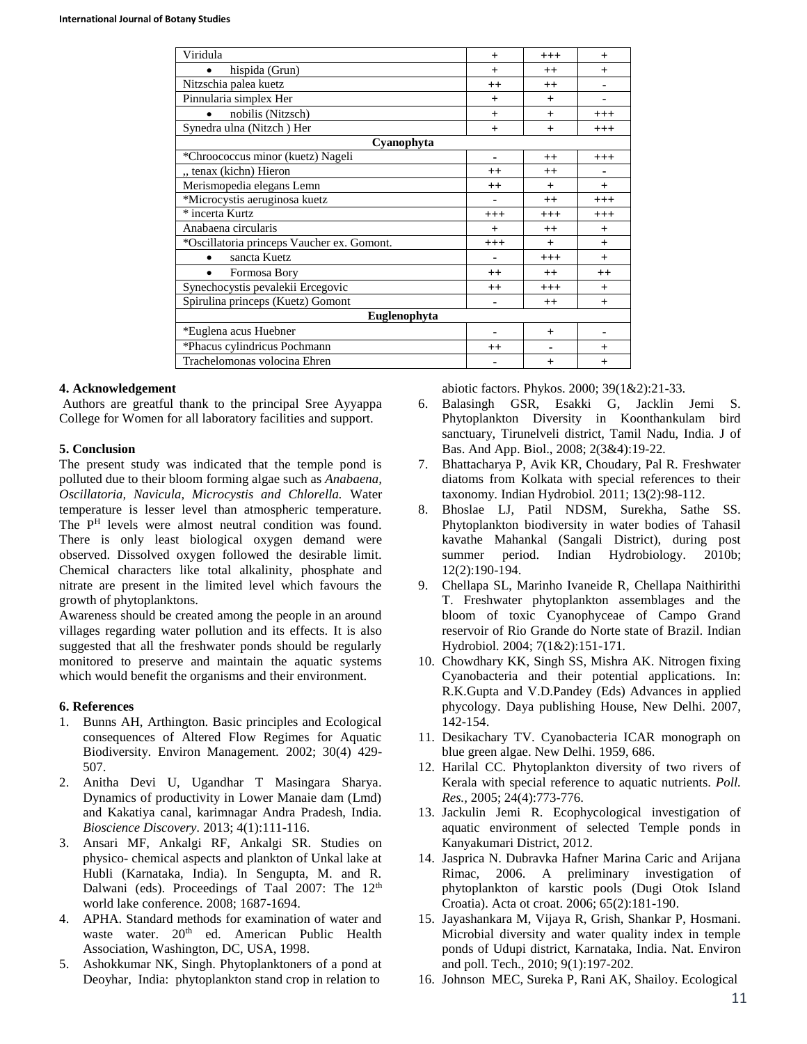| | | | |
|---|---|---|---|
| Viridula | + | +++ | + |
| • hispida (Grun) | + | ++ | + |
| Nitzschia palea kuetz | ++ | ++ | - |
| Pinnularia simplex Her | + | + | - |
| • nobilis (Nitzsch) | + | + | +++ |
| Synedra ulna (Nitzch ) Her | + | + | +++ |
| **Cyanophyta** | | | |
| *Chroococcus minor (kuetz) Nageli | - | ++ | +++ |
| ,, tenax (kichn) Hieron | ++ | ++ | - |
| Merismopedia elegans Lemn | ++ | + | + |
| *Microcystis aeruginosa kuetz | - | ++ | +++ |
| * incerta Kurtz | +++ | +++ | +++ |
| Anabaena circularis | + | ++ | + |
| *Oscillatoria princeps Vaucher ex. Gomont. | +++ | + | + |
| • sancta Kuetz | - | +++ | + |
| • Formosa Bory | ++ | ++ | ++ |
| Synechocystis pevalekii Ercegovic | ++ | +++ | + |
| Spirulina princeps (Kuetz) Gomont | - | ++ | + |
| **Euglenophyta** | | | |
| *Euglena acus Huebner | - | + | - |
| *Phacus cylindricus Pochmann | ++ | - | + |
| Trachelomonas volocina Ehren | - | + | + |

## 4. Acknowledgement

Authors are greatful thank to the principal Sree Ayyappa College for Women for all laboratory facilities and support.

## 5. Conclusion

The present study was indicated that the temple pond is polluted due to their bloom forming algae such as *Anabaena, Oscillatoria, Navicula, Microcystis and Chlorella.* Water temperature is lesser level than atmospheric temperature. The P$^{H}$ levels were almost neutral condition was found. There is only least biological oxygen demand were observed. Dissolved oxygen followed the desirable limit. Chemical characters like total alkalinity, phosphate and nitrate are present in the limited level which favours the growth of phytoplanktons.

Awareness should be created among the people in an around villages regarding water pollution and its effects. It is also suggested that all the freshwater ponds should be regularly monitored to preserve and maintain the aquatic systems which would benefit the organisms and their environment.

## 6. References

1. Bunns AH, Arthington. Basic principles and Ecological consequences of Altered Flow Regimes for Aquatic Biodiversity. Environ Management. 2002; 30(4) 429-507.
2. Anitha Devi U, Ugandhar T Masingara Sharya. Dynamics of productivity in Lower Manaie dam (Lmd) and Kakatiya canal, karimnagar Andra Pradesh, India. *Bioscience Discovery*. 2013; 4(1):111-116.
3. Ansari MF, Ankalgi RF, Ankalgi SR. Studies on physico- chemical aspects and plankton of Unkal lake at Hubli (Karnataka, India). In Sengupta, M. and R. Dalwani (eds). Proceedings of Taal 2007: The 12$^{th}$ world lake conference. 2008; 1687-1694.
4. APHA. Standard methods for examination of water and waste water. 20$^{th}$ ed. American Public Health Association, Washington, DC, USA, 1998.
5. Ashokkumar NK, Singh. Phytoplanktoners of a pond at Deoyhar, India: phytoplankton stand crop in relation to abiotic factors. Phykos. 2000; 39(1&2):21-33.
6. Balasingh GSR, Esakki G, Jacklin Jemi S. Phytoplankton Diversity in Koonthankulam bird sanctuary, Tirunelveli district, Tamil Nadu, India. J of Bas. And App. Biol., 2008; 2(3&4):19-22.
7. Bhattacharya P, Avik KR, Choudary, Pal R. Freshwater diatoms from Kolkata with special references to their taxonomy. Indian Hydrobiol. 2011; 13(2):98-112.
8. Bhoslae LJ, Patil NDSM, Surekha, Sathe SS. Phytoplankton biodiversity in water bodies of Tahasil kavathe Mahankal (Sangali District), during post summer period. Indian Hydrobiology. 2010b; 12(2):190-194.
9. Chellapa SL, Marinho Ivaneide R, Chellapa Naithirithi T. Freshwater phytoplankton assemblages and the bloom of toxic Cyanophyceae of Campo Grand reservoir of Rio Grande do Norte state of Brazil. Indian Hydrobiol. 2004; 7(1&2):151-171.
10. Chowdhary KK, Singh SS, Mishra AK. Nitrogen fixing Cyanobacteria and their potential applications. In: R.K.Gupta and V.D.Pandey (Eds) Advances in applied phycology. Daya publishing House, New Delhi. 2007, 142-154.
11. Desikachary TV. Cyanobacteria ICAR monograph on blue green algae. New Delhi. 1959, 686.
12. Harilal CC. Phytoplankton diversity of two rivers of Kerala with special reference to aquatic nutrients. *Poll. Res.*, 2005; 24(4):773-776.
13. Jackulin Jemi R. Ecophycological investigation of aquatic environment of selected Temple ponds in Kanyakumari District, 2012.
14. Jasprica N. Dubravka Hafner Marina Caric and Arijana Rimac, 2006. A preliminary investigation of phytoplankton of karstic pools (Dugi Otok Island Croatia). Acta ot croat. 2006; 65(2):181-190.
15. Jayashankara M, Vijaya R, Grish, Shankar P, Hosmani. Microbial diversity and water quality index in temple ponds of Udupi district, Karnataka, India. Nat. Environ and poll. Tech., 2010; 9(1):197-202.
16. Johnson MEC, Sureka P, Rani AK, Shailoy. Ecological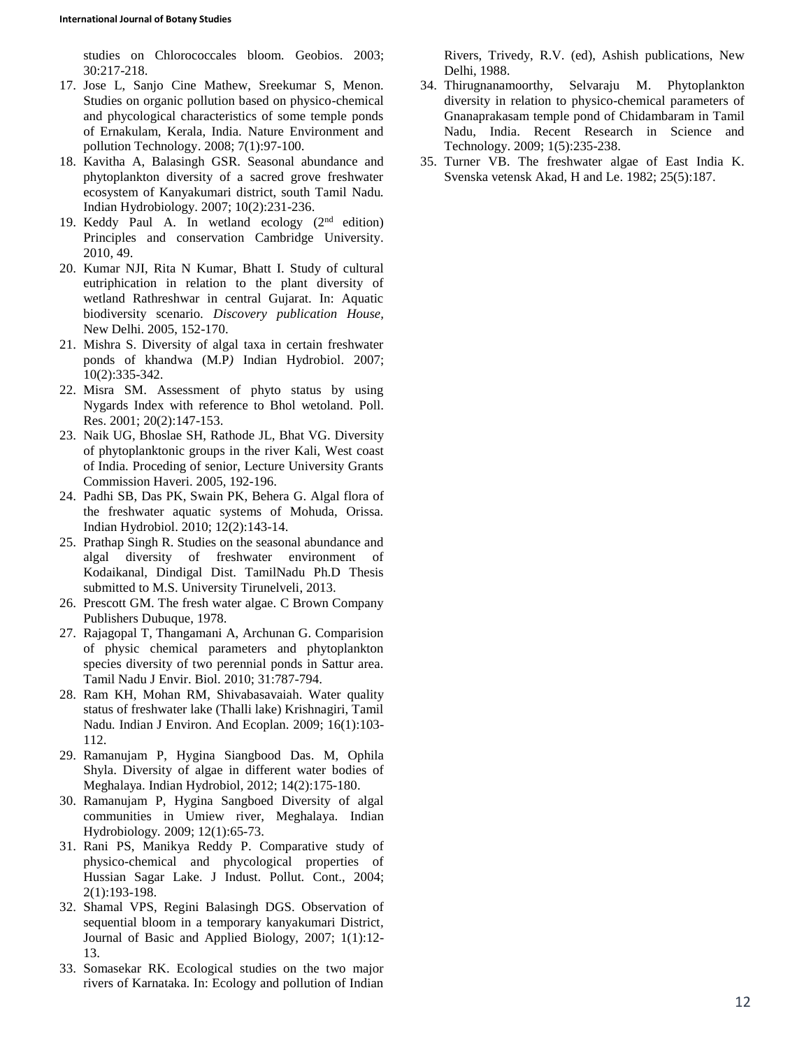studies on Chlorococcales bloom. Geobios. 2003; 30:217-218.

17. Jose L, Sanjo Cine Mathew, Sreekumar S, Menon. Studies on organic pollution based on physico-chemical and phycological characteristics of some temple ponds of Ernakulam, Kerala, India. Nature Environment and pollution Technology. 2008; 7(1):97-100.
18. Kavitha A, Balasingh GSR. Seasonal abundance and phytoplankton diversity of a sacred grove freshwater ecosystem of Kanyakumari district, south Tamil Nadu. Indian Hydrobiology. 2007; 10(2):231-236.
19. Keddy Paul A. In wetland ecology (2nd edition) Principles and conservation Cambridge University. 2010, 49.
20. Kumar NJI, Rita N Kumar, Bhatt I. Study of cultural eutriphication in relation to the plant diversity of wetland Rathreshwar in central Gujarat. In: Aquatic biodiversity scenario. *Discovery publication House,* New Delhi. 2005, 152-170.
21. Mishra S. Diversity of algal taxa in certain freshwater ponds of khandwa (M.P*)* Indian Hydrobiol. 2007; 10(2):335-342.
22. Misra SM. Assessment of phyto status by using Nygards Index with reference to Bhol wetoland. Poll. Res. 2001; 20(2):147-153.
23. Naik UG, Bhoslae SH, Rathode JL, Bhat VG. Diversity of phytoplanktonic groups in the river Kali, West coast of India. Proceding of senior, Lecture University Grants Commission Haveri. 2005, 192-196.
24. Padhi SB, Das PK, Swain PK, Behera G. Algal flora of the freshwater aquatic systems of Mohuda, Orissa. Indian Hydrobiol. 2010; 12(2):143-14.
25. Prathap Singh R. Studies on the seasonal abundance and algal diversity of freshwater environment of Kodaikanal, Dindigal Dist. TamilNadu Ph.D Thesis submitted to M.S. University Tirunelveli, 2013.
26. Prescott GM. The fresh water algae. C Brown Company Publishers Dubuque, 1978.
27. Rajagopal T, Thangamani A, Archunan G. Comparision of physic chemical parameters and phytoplankton species diversity of two perennial ponds in Sattur area. Tamil Nadu J Envir. Biol. 2010; 31:787-794.
28. Ram KH, Mohan RM, Shivabasavaiah. Water quality status of freshwater lake (Thalli lake) Krishnagiri, Tamil Nadu*.* Indian J Environ. And Ecoplan. 2009; 16(1):103-112.
29. Ramanujam P, Hygina Siangbood Das. M, Ophila Shyla. Diversity of algae in different water bodies of Meghalaya. Indian Hydrobiol, 2012; 14(2):175-180.
30. Ramanujam P, Hygina Sangboed Diversity of algal communities in Umiew river, Meghalaya. Indian Hydrobiology. 2009; 12(1):65-73.
31. Rani PS, Manikya Reddy P. Comparative study of physico-chemical and phycological properties of Hussian Sagar Lake. J Indust. Pollut. Cont., 2004; 2(1):193-198.
32. Shamal VPS, Regini Balasingh DGS. Observation of sequential bloom in a temporary kanyakumari District, Journal of Basic and Applied Biology, 2007; 1(1):12-13.
33. Somasekar RK. Ecological studies on the two major rivers of Karnataka. In: Ecology and pollution of Indian Rivers, Trivedy, R.V. (ed), Ashish publications, New Delhi, 1988.
34. Thirugnanamoorthy, Selvaraju M. Phytoplankton diversity in relation to physico-chemical parameters of Gnanaprakasam temple pond of Chidambaram in Tamil Nadu, India. Recent Research in Science and Technology. 2009; 1(5):235-238.
35. Turner VB. The freshwater algae of East India K. Svenska vetensk Akad, H and Le. 1982; 25(5):187.